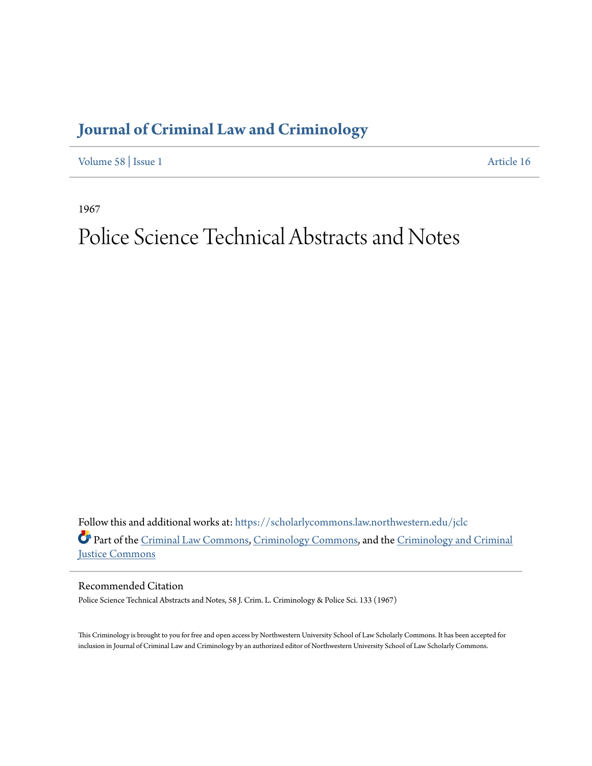# Journal of Criminal Law and Criminology

Volume 58 | Issue 1 Article 16

1967

# Police Science Technical Abstracts and Notes

Follow this and additional works at: https://scholarlycommons.law.northwestern.edu/jclc

Part of the Criminal Law Commons, Criminology Commons, and the Criminology and Criminal Justice Commons

## Recommended Citation

Police Science Technical Abstracts and Notes, 58 J. Crim. L. Criminology & Police Sci. 133 (1967)

This Criminology is brought to you for free and open access by Northwestern University School of Law Scholarly Commons. It has been accepted for inclusion in Journal of Criminal Law and Criminology by an authorized editor of Northwestern University School of Law Scholarly Commons.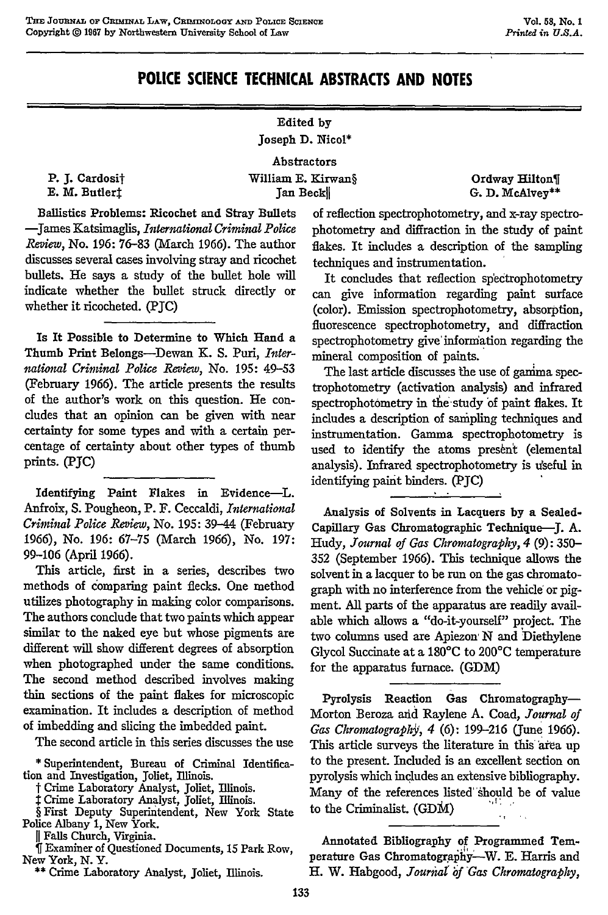# POLICE SCIENCE TECHNICAL ABSTRACTS AND NOTES

Edited by
Joseph D. Nicol*

Abstractors

P. J. Cardosi† | William E. Kirwan§ | Ordway Hilton¶
E. M. Butler‡ | Jan Beck|| | G. D. McAlvey**

**Ballistics Problems: Ricochet and Stray Bullets**—James Katsimaglis, *International Criminal Police Review*, No. 196: 76–83 (March 1966). The author discusses several cases involving stray and ricochet bullets. He says a study of the bullet hole will indicate whether the bullet struck directly or whether it ricocheted. (PJC)

**Is It Possible to Determine to Which Hand a Thumb Print Belongs**—Dewan K. S. Puri, *International Criminal Police Review*, No. 195: 49–53 (February 1966). The article presents the results of the author's work on this question. He concludes that an opinion can be given with near certainty for some types and with a certain percentage of certainty about other types of thumb prints. (PJC)

**Identifying Paint Flakes in Evidence**—L. Anfroix, S. Pougheon, P. F. Ceccaldi, *International Criminal Police Review*, No. 195: 39–44 (February 1966), No. 196: 67–75 (March 1966), No. 197: 99–106 (April 1966).

This article, first in a series, describes two methods of comparing paint flecks. One method utilizes photography in making color comparisons. The authors conclude that two paints which appear similar to the naked eye but whose pigments are different will show different degrees of absorption when photographed under the same conditions. The second method described involves making thin sections of the paint flakes for microscopic examination. It includes a description of method of imbedding and slicing the imbedded paint.

The second article in this series discusses the use of reflection spectrophotometry, and x-ray spectrophotometry and diffraction in the study of paint flakes. It includes a description of the sampling techniques and instrumentation.

It concludes that reflection spectrophotometry can give information regarding paint surface (color). Emission spectrophotometry, absorption, fluorescence spectrophotometry, and diffraction spectrophotometry give information regarding the mineral composition of paints.

The last article discusses the use of gamma spectrophotometry (activation analysis) and infrared spectrophotometry in the study of paint flakes. It includes a description of sampling techniques and instrumentation. Gamma spectrophotometry is used to identify the atoms present (elemental analysis). Infrared spectrophotometry is useful in identifying paint binders. (PJC)

**Analysis of Solvents in Lacquers by a Sealed-Capillary Gas Chromatographic Technique**—J. A. Hudy, *Journal of Gas Chromatography*, 4 (9): 350–352 (September 1966). This technique allows the solvent in a lacquer to be run on the gas chromatograph with no interference from the vehicle or pigment. All parts of the apparatus are readily available which allows a "do-it-yourself" project. The two columns used are Apiezon N and Diethylene Glycol Succinate at a 180°C to 200°C temperature for the apparatus furnace. (GDM)

**Pyrolysis Reaction Gas Chromatography**—Morton Beroza and Raylene A. Coad, *Journal of Gas Chromatography*, 4 (6): 199–216 (June 1966). This article surveys the literature in this area up to the present. Included is an excellent section on pyrolysis which includes an extensive bibliography. Many of the references listed should be of value to the Criminalist. (GDM)

**Annotated Bibliography of Programmed Temperature Gas Chromatography**—W. E. Harris and H. W. Habgood, *Journal of Gas Chromatography*,

---

\* Superintendent, Bureau of Criminal Identification and Investigation, Joliet, Illinois.

† Crime Laboratory Analyst, Joliet, Illinois.

‡ Crime Laboratory Analyst, Joliet, Illinois.

§ First Deputy Superintendent, New York State Police Albany 1, New York.

|| Falls Church, Virginia.

¶ Examiner of Questioned Documents, 15 Park Row, New York, N. Y.

\*\* Crime Laboratory Analyst, Joliet, Illinois.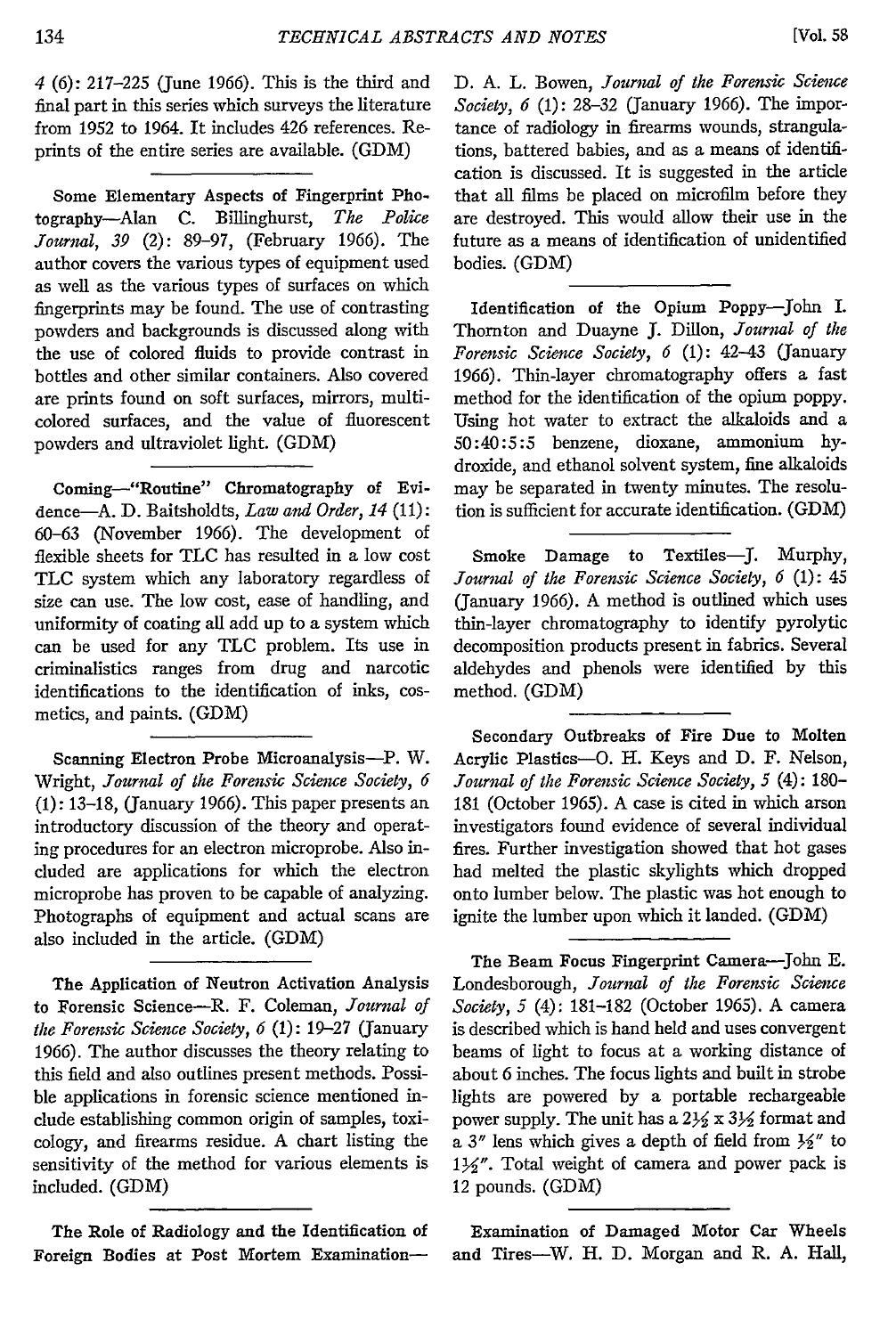4 (6): 217–225 (June 1966). This is the third and final part in this series which surveys the literature from 1952 to 1964. It includes 426 references. Reprints of the entire series are available. (GDM)

---

**Some Elementary Aspects of Fingerprint Photography**—Alan C. Billinghurst, *The Police Journal, 39* (2): 89–97, (February 1966). The author covers the various types of equipment used as well as the various types of surfaces on which fingerprints may be found. The use of contrasting powders and backgrounds is discussed along with the use of colored fluids to provide contrast in bottles and other similar containers. Also covered are prints found on soft surfaces, mirrors, multicolored surfaces, and the value of fluorescent powders and ultraviolet light. (GDM)

---

**Coming—"Routine" Chromatography of Evidence**—A. D. Baitsholdts, *Law and Order, 14* (11): 60–63 (November 1966). The development of flexible sheets for TLC has resulted in a low cost TLC system which any laboratory regardless of size can use. The low cost, ease of handling, and uniformity of coating all add up to a system which can be used for any TLC problem. Its use in criminalistics ranges from drug and narcotic identifications to the identification of inks, cosmetics, and paints. (GDM)

---

**Scanning Electron Probe Microanalysis**—P. W. Wright, *Journal of the Forensic Science Society, 6* (1): 13–18, (January 1966). This paper presents an introductory discussion of the theory and operating procedures for an electron microprobe. Also included are applications for which the electron microprobe has proven to be capable of analyzing. Photographs of equipment and actual scans are also included in the article. (GDM)

---

**The Application of Neutron Activation Analysis to Forensic Science**—R. F. Coleman, *Journal of the Forensic Science Society, 6* (1): 19–27 (January 1966). The author discusses the theory relating to this field and also outlines present methods. Possible applications in forensic science mentioned include establishing common origin of samples, toxicology, and firearms residue. A chart listing the sensitivity of the method for various elements is included. (GDM)

---

**The Role of Radiology and the Identification of Foreign Bodies at Post Mortem Examination**—D. A. L. Bowen, *Journal of the Forensic Science Society, 6* (1): 28–32 (January 1966). The importance of radiology in firearms wounds, strangulations, battered babies, and as a means of identification is discussed. It is suggested in the article that all films be placed on microfilm before they are destroyed. This would allow their use in the future as a means of identification of unidentified bodies. (GDM)

---

**Identification of the Opium Poppy**—John I. Thornton and Duayne J. Dillon, *Journal of the Forensic Science Society, 6* (1): 42–43 (January 1966). Thin-layer chromatography offers a fast method for the identification of the opium poppy. Using hot water to extract the alkaloids and a 50:40:5:5 benzene, dioxane, ammonium hydroxide, and ethanol solvent system, fine alkaloids may be separated in twenty minutes. The resolution is sufficient for accurate identification. (GDM)

---

**Smoke Damage to Textiles**—J. Murphy, *Journal of the Forensic Science Society, 6* (1): 45 (January 1966). A method is outlined which uses thin-layer chromatography to identify pyrolytic decomposition products present in fabrics. Several aldehydes and phenols were identified by this method. (GDM)

---

**Secondary Outbreaks of Fire Due to Molten Acrylic Plastics**—O. H. Keys and D. F. Nelson, *Journal of the Forensic Science Society, 5* (4): 180–181 (October 1965). A case is cited in which arson investigators found evidence of several individual fires. Further investigation showed that hot gases had melted the plastic skylights which dropped onto lumber below. The plastic was hot enough to ignite the lumber upon which it landed. (GDM)

---

**The Beam Focus Fingerprint Camera**—John E. Londesborough, *Journal of the Forensic Science Society, 5* (4): 181–182 (October 1965). A camera is described which is hand held and uses convergent beams of light to focus at a working distance of about 6 inches. The focus lights and built in strobe lights are powered by a portable rechargeable power supply. The unit has a 2½ x 3½ format and a 3" lens which gives a depth of field from ½" to 1½". Total weight of camera and power pack is 12 pounds. (GDM)

---

**Examination of Damaged Motor Car Wheels and Tires**—W. H. D. Morgan and R. A. Hall,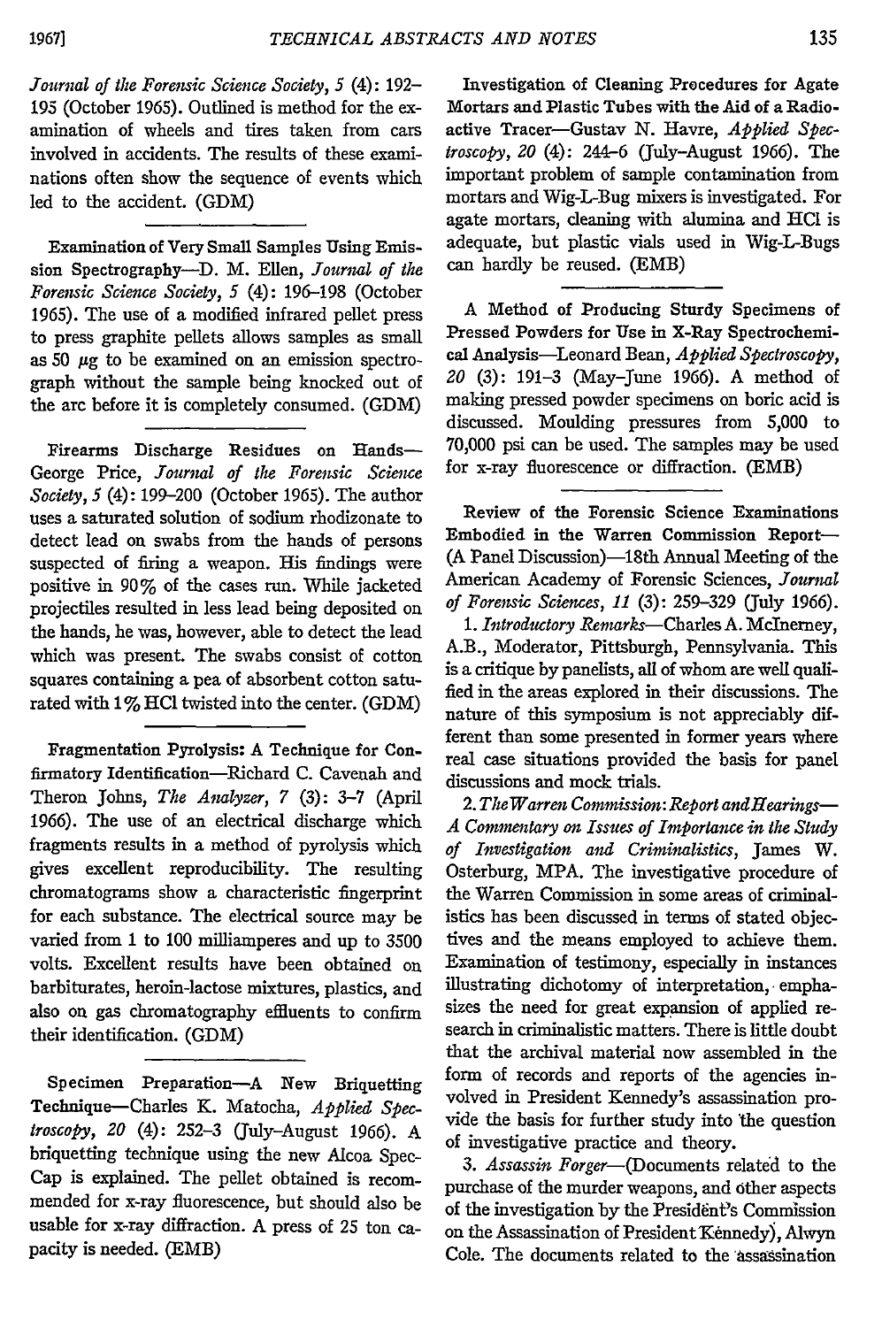*Journal of the Forensic Science Society*, 5 (4): 192–195 (October 1965). Outlined is method for the examination of wheels and tires taken from cars involved in accidents. The results of these examinations often show the sequence of events which led to the accident. (GDM)

---

**Examination of Very Small Samples Using Emission Spectrography**—D. M. Ellen, *Journal of the Forensic Science Society*, 5 (4): 196–198 (October 1965). The use of a modified infrared pellet press to press graphite pellets allows samples as small as 50 $\mu g$ to be examined on an emission spectrograph without the sample being knocked out of the arc before it is completely consumed. (GDM)

---

**Firearms Discharge Residues on Hands**—George Price, *Journal of the Forensic Science Society*, 5 (4): 199–200 (October 1965). The author uses a saturated solution of sodium rhodizonate to detect lead on swabs from the hands of persons suspected of firing a weapon. His findings were positive in 90% of the cases run. While jacketed projectiles resulted in less lead being deposited on the hands, he was, however, able to detect the lead which was present. The swabs consist of cotton squares containing a pea of absorbent cotton saturated with 1% HCl twisted into the center. (GDM)

---

**Fragmentation Pyrolysis: A Technique for Confirmatory Identification**—Richard C. Cavenah and Theron Johns, *The Analyzer*, 7 (3): 3–7 (April 1966). The use of an electrical discharge which fragments results in a method of pyrolysis which gives excellent reproducibility. The resulting chromatograms show a characteristic fingerprint for each substance. The electrical source may be varied from 1 to 100 milliamperes and up to 3500 volts. Excellent results have been obtained on barbiturates, heroin-lactose mixtures, plastics, and also on gas chromatography effluents to confirm their identification. (GDM)

---

**Specimen Preparation—A New Briquetting Technique**—Charles K. Matocha, *Applied Spectroscopy*, 20 (4): 252–3 (July–August 1966). A briquetting technique using the new Alcoa Spec-Cap is explained. The pellet obtained is recommended for x-ray fluorescence, but should also be usable for x-ray diffraction. A press of 25 ton capacity is needed. (EMB)

---

**Investigation of Cleaning Procedures for Agate Mortars and Plastic Tubes with the Aid of a Radioactive Tracer**—Gustav N. Havre, *Applied Spectroscopy*, 20 (4): 244–6 (July–August 1966). The important problem of sample contamination from mortars and Wig-L-Bug mixers is investigated. For agate mortars, cleaning with alumina and HCl is adequate, but plastic vials used in Wig-L-Bugs can hardly be reused. (EMB)

---

**A Method of Producing Sturdy Specimens of Pressed Powders for Use in X-Ray Spectrochemical Analysis**—Leonard Bean, *Applied Spectroscopy*, 20 (3): 191–3 (May–June 1966). A method of making pressed powder specimens on boric acid is discussed. Moulding pressures from 5,000 to 70,000 psi can be used. The samples may be used for x-ray fluorescence or diffraction. (EMB)

---

**Review of the Forensic Science Examinations Embodied in the Warren Commission Report**—(A Panel Discussion)—18th Annual Meeting of the American Academy of Forensic Sciences, *Journal of Forensic Sciences*, 11 (3): 259–329 (July 1966).

1. *Introductory Remarks*—Charles A. McInerney, A.B., Moderator, Pittsburgh, Pennsylvania. This is a critique by panelists, all of whom are well qualified in the areas explored in their discussions. The nature of this symposium is not appreciably different than some presented in former years where real case situations provided the basis for panel discussions and mock trials.

2. *The Warren Commission: Report and Hearings—A Commentary on Issues of Importance in the Study of Investigation and Criminalistics*, James W. Osterburg, MPA. The investigative procedure of the Warren Commission in some areas of criminalistics has been discussed in terms of stated objectives and the means employed to achieve them. Examination of testimony, especially in instances illustrating dichotomy of interpretation, emphasizes the need for great expansion of applied research in criminalistic matters. There is little doubt that the archival material now assembled in the form of records and reports of the agencies involved in President Kennedy's assassination provide the basis for further study into the question of investigative practice and theory.

3. *Assassin Forger*—(Documents related to the purchase of the murder weapons, and other aspects of the investigation by the President's Commission on the Assassination of President Kennedy), Alwyn Cole. The documents related to the assassination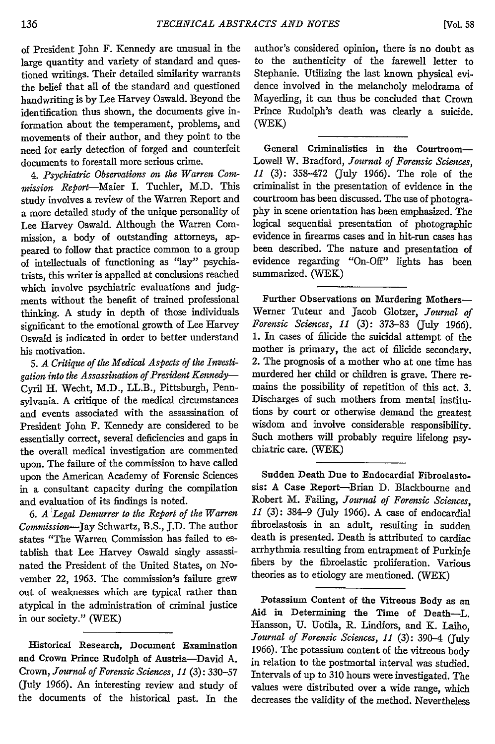of President John F. Kennedy are unusual in the large quantity and variety of standard and questioned writings. Their detailed similarity warrants the belief that all of the standard and questioned handwriting is by Lee Harvey Oswald. Beyond the identification thus shown, the documents give information about the temperament, problems, and movements of their author, and they point to the need for early detection of forged and counterfeit documents to forestall more serious crime.

4. *Psychiatric Observations on the Warren Commission Report*—Maier I. Tuchler, M.D. This study involves a review of the Warren Report and a more detailed study of the unique personality of Lee Harvey Oswald. Although the Warren Commission, a body of outstanding attorneys, appeared to follow that practice common to a group of intellectuals of functioning as "lay" psychiatrists, this writer is appalled at conclusions reached which involve psychiatric evaluations and judgments without the benefit of trained professional thinking. A study in depth of those individuals significant to the emotional growth of Lee Harvey Oswald is indicated in order to better understand his motivation.

5. *A Critique of the Medical Aspects of the Investigation into the Assassination of President Kennedy*—Cyril H. Wecht, M.D., LL.B., Pittsburgh, Pennsylvania. A critique of the medical circumstances and events associated with the assassination of President John F. Kennedy are considered to be essentially correct, several deficiencies and gaps in the overall medical investigation are commented upon. The failure of the commission to have called upon the American Academy of Forensic Sciences in a consultant capacity during the compilation and evaluation of its findings is noted.

6. *A Legal Demurrer to the Report of the Warren Commission*—Jay Schwartz, B.S., J.D. The author states "The Warren Commission has failed to establish that Lee Harvey Oswald singly assassinated the President of the United States, on November 22, 1963. The commission's failure grew out of weaknesses which are typical rather than atypical in the administration of criminal justice in our society." (WEK)

---

**Historical Research, Document Examination and Crown Prince Rudolph of Austria**—David A. Crown, *Journal of Forensic Sciences*, *11* (3): 330–57 (July 1966). An interesting review and study of the documents of the historical past. In the author's considered opinion, there is no doubt as to the authenticity of the farewell letter to Stephanie. Utilizing the last known physical evidence involved in the melancholy melodrama of Mayerling, it can thus be concluded that Crown Prince Rudolph's death was clearly a suicide. (WEK)

---

**General Criminalistics in the Courtroom**—Lowell W. Bradford, *Journal of Forensic Sciences*, *11* (3): 358–472 (July 1966). The role of the criminalist in the presentation of evidence in the courtroom has been discussed. The use of photography in scene orientation has been emphasized. The logical sequential presentation of photographic evidence in firearms cases and in hit-run cases has been described. The nature and presentation of evidence regarding "On-Off" lights has been summarized. (WEK)

---

**Further Observations on Murdering Mothers**—Werner Tuteur and Jacob Glotzer, *Journal of Forensic Sciences*, *11* (3): 373–83 (July 1966). 1. In cases of filicide the suicidal attempt of the mother is primary, the act of filicide secondary. 2. The prognosis of a mother who at one time has murdered her child or children is grave. There remains the possibility of repetition of this act. 3. Discharges of such mothers from mental institutions by court or otherwise demand the greatest wisdom and involve considerable responsibility. Such mothers will probably require lifelong psychiatric care. (WEK)

---

**Sudden Death Due to Endocardial Fibroelastosis: A Case Report**—Brian D. Blackbourne and Robert M. Failing, *Journal of Forensic Sciences*, *11* (3): 384–9 (July 1966). A case of endocardial fibroelastosis in an adult, resulting in sudden death is presented. Death is attributed to cardiac arrhythmia resulting from entrapment of Purkinje fibers by the fibroelastic proliferation. Various theories as to etiology are mentioned. (WEK)

---

**Potassium Content of the Vitreous Body as an Aid in Determining the Time of Death**—L. Hansson, U. Uotila, R. Lindfors, and K. Laiho, *Journal of Forensic Sciences*, *11* (3): 390–4 (July 1966). The potassium content of the vitreous body in relation to the postmortal interval was studied. Intervals of up to 310 hours were investigated. The values were distributed over a wide range, which decreases the validity of the method. Nevertheless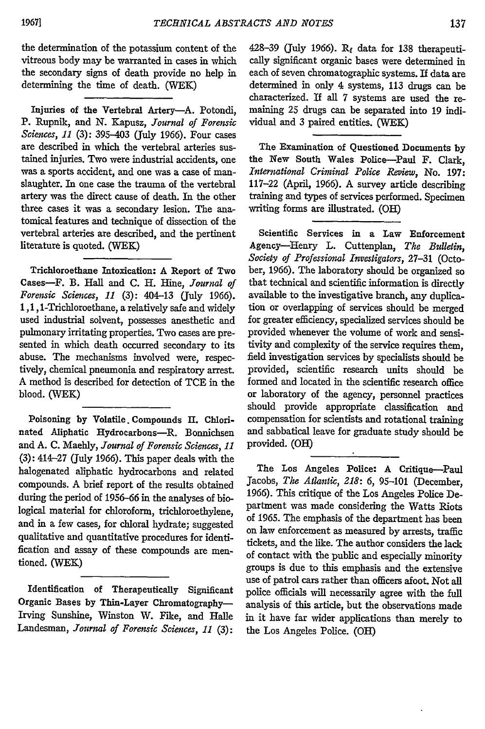the determination of the potassium content of the vitreous body may be warranted in cases in which the secondary signs of death provide no help in determining the time of death. (WEK)

**Injuries of the Vertebral Artery**—A. Potondi, P. Rupnik, and N. Kapusz, *Journal of Forensic Sciences, 11* (3): 395–403 (July 1966). Four cases are described in which the vertebral arteries sustained injuries. Two were industrial accidents, one was a sports accident, and one was a case of manslaughter. In one case the trauma of the vertebral artery was the direct cause of death. In the other three cases it was a secondary lesion. The anatomical features and technique of dissection of the vertebral arteries are described, and the pertinent literature is quoted. (WEK)

**Trichloroethane Intoxication: A Report of Two Cases**—F. B. Hall and C. H. Hine, *Journal of Forensic Sciences, 11* (3): 404–13 (July 1966). 1,1,1-Trichloroethane, a relatively safe and widely used industrial solvent, possesses anesthetic and pulmonary irritating properties. Two cases are presented in which death occurred secondary to its abuse. The mechanisms involved were, respectively, chemical pneumonia and respiratory arrest. A method is described for detection of TCE in the blood. (WEK)

**Poisoning by Volatile Compounds II. Chlorinated Aliphatic Hydrocarbons**—R. Bonnichsen and A. C. Maehly, *Journal of Forensic Sciences, 11* (3): 414–27 (July 1966). This paper deals with the halogenated aliphatic hydrocarbons and related compounds. A brief report of the results obtained during the period of 1956–66 in the analyses of biological material for chloroform, trichloroethylene, and in a few cases, for chloral hydrate; suggested qualitative and quantitative procedures for identification and assay of these compounds are mentioned. (WEK)

**Identification of Therapeutically Significant Organic Bases by Thin-Layer Chromatography**—Irving Sunshine, Winston W. Fike, and Halle Landesman, *Journal of Forensic Sciences, 11* (3): 428–39 (July 1966). $R_f$ data for 138 therapeutically significant organic bases were determined in each of seven chromatographic systems. If data are determined in only 4 systems, 113 drugs can be characterized. If all 7 systems are used the remaining 25 drugs can be separated into 19 individual and 3 paired entities. (WEK)

**The Examination of Questioned Documents by the New South Wales Police**—Paul F. Clark, *International Criminal Police Review*, No. 197: 117–22 (April, 1966). A survey article describing training and types of services performed. Specimen writing forms are illustrated. (OH)

**Scientific Services in a Law Enforcement Agency**—Henry L. Cuttenplan, *The Bulletin, Society of Professional Investigators*, 27–31 (October, 1966). The laboratory should be organized so that technical and scientific information is directly available to the investigative branch, any duplication or overlapping of services should be merged for greater efficiency, specialized services should be provided whenever the volume of work and sensitivity and complexity of the service requires them, field investigation services by specialists should be provided, scientific research units should be formed and located in the scientific research office or laboratory of the agency, personnel practices should provide appropriate classification and compensation for scientists and rotational training and sabbatical leave for graduate study should be provided. (OH)

**The Los Angeles Police: A Critique**—Paul Jacobs, *The Atlantic, 218*: 6, 95–101 (December, 1966). This critique of the Los Angeles Police Department was made considering the Watts Riots of 1965. The emphasis of the department has been on law enforcement as measured by arrests, traffic tickets, and the like. The author considers the lack of contact with the public and especially minority groups is due to this emphasis and the extensive use of patrol cars rather than officers afoot. Not all police officials will necessarily agree with the full analysis of this article, but the observations made in it have far wider applications than merely to the Los Angeles Police. (OH)